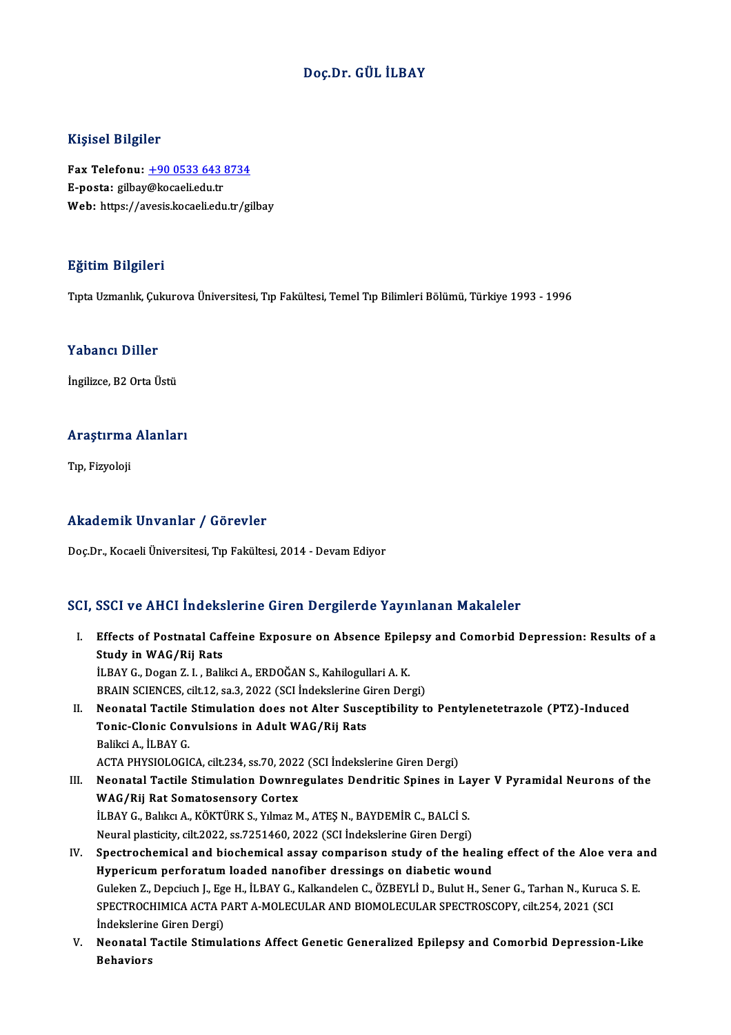# Doç.Dr. GÜL İLBAY

## Kişisel Bilgiler

**Fax Telefonu:** +90 0533 643 8734
**E-posta:** gilbay@kocaeli.edu.tr
**Web:** https://avesis.kocaeli.edu.tr/gilbay

## Eğitim Bilgileri

Tıpta Uzmanlık, Çukurova Üniversitesi, Tıp Fakültesi, Temel Tıp Bilimleri Bölümü, Türkiye 1993 - 1996

## Yabancı Diller

İngilizce, B2 Orta Üstü

## Araştırma Alanları

Tıp, Fizyoloji

## Akademik Unvanlar / Görevler

Doç.Dr., Kocaeli Üniversitesi, Tıp Fakültesi, 2014 - Devam Ediyor

## SCI, SSCI ve AHCI İndekslerine Giren Dergilerde Yayınlanan Makaleler

I. **Effects of Postnatal Caffeine Exposure on Absence Epilepsy and Comorbid Depression: Results of a Study in WAG/Rij Rats**
   İLBAY G., Dogan Z. I. , Balikci A., ERDOĞAN S., Kahilogullari A. K.
   BRAIN SCIENCES, cilt.12, sa.3, 2022 (SCI İndekslerine Giren Dergi)
II. **Neonatal Tactile Stimulation does not Alter Susceptibility to Pentylenetetrazole (PTZ)-Induced Tonic-Clonic Convulsions in Adult WAG/Rij Rats**
   Balikci A., İLBAY G.
   ACTA PHYSIOLOGICA, cilt.234, ss.70, 2022 (SCI İndekslerine Giren Dergi)
III. **Neonatal Tactile Stimulation Downregulates Dendritic Spines in Layer V Pyramidal Neurons of the WAG/Rij Rat Somatosensory Cortex**
   İLBAY G., Balıkcı A., KÖKTÜRK S., Yılmaz M., ATEŞ N., BAYDEMİR C., BALCİ S.
   Neural plasticity, cilt.2022, ss.7251460, 2022 (SCI İndekslerine Giren Dergi)
IV. **Spectrochemical and biochemical assay comparison study of the healing effect of the Aloe vera and Hypericum perforatum loaded nanofiber dressings on diabetic wound**
   Guleken Z., Depciuch J., Ege H., İLBAY G., Kalkandelen C., ÖZBEYLİ D., Bulut H., Sener G., Tarhan N., Kuruca S. E.
   SPECTROCHIMICA ACTA PART A-MOLECULAR AND BIOMOLECULAR SPECTROSCOPY, cilt.254, 2021 (SCI İndekslerine Giren Dergi)
V. **Neonatal Tactile Stimulations Affect Genetic Generalized Epilepsy and Comorbid Depression-Like Behaviors**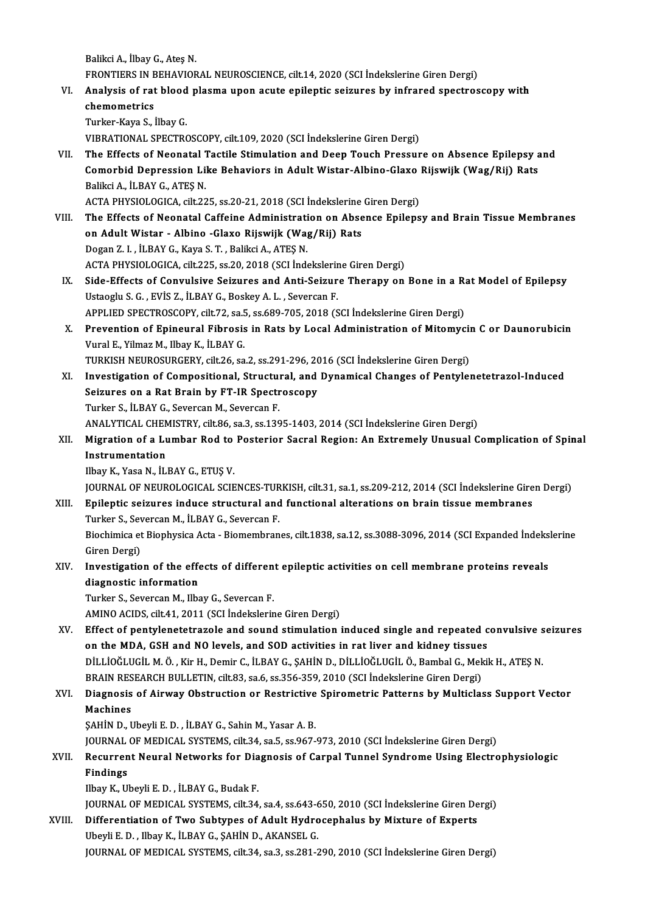Balikci A., İlbay G., Ateş N.
FRONTIERS IN BEHAVIORAL NEUROSCIENCE, cilt.14, 2020 (SCI İndekslerine Giren Dergi)

VI. **Analysis of rat blood plasma upon acute epileptic seizures by infrared spectroscopy with chemometrics**
Turker-Kaya S., İlbay G.
VIBRATIONAL SPECTROSCOPY, cilt.109, 2020 (SCI İndekslerine Giren Dergi)

VII. **The Effects of Neonatal Tactile Stimulation and Deep Touch Pressure on Absence Epilepsy and Comorbid Depression Like Behaviors in Adult Wistar-Albino-Glaxo Rijswijk (Wag/Rij) Rats**
Balikci A., İLBAY G., ATEŞ N.
ACTA PHYSIOLOGICA, cilt.225, ss.20-21, 2018 (SCI İndekslerine Giren Dergi)

VIII. **The Effects of Neonatal Caffeine Administration on Absence Epilepsy and Brain Tissue Membranes on Adult Wistar - Albino -Glaxo Rijswijk (Wag/Rij) Rats**
Dogan Z. I. , İLBAY G., Kaya S. T. , Balikci A., ATEŞ N.
ACTA PHYSIOLOGICA, cilt.225, ss.20, 2018 (SCI İndekslerine Giren Dergi)

IX. **Side-Effects of Convulsive Seizures and Anti-Seizure Therapy on Bone in a Rat Model of Epilepsy**
Ustaoglu S. G. , EVİS Z., İLBAY G., Boskey A. L. , Severcan F.
APPLIED SPECTROSCOPY, cilt.72, sa.5, ss.689-705, 2018 (SCI İndekslerine Giren Dergi)

X. **Prevention of Epineural Fibrosis in Rats by Local Administration of Mitomycin C or Daunorubicin**
Vural E., Yilmaz M., Ilbay K., İLBAY G.
TURKISH NEUROSURGERY, cilt.26, sa.2, ss.291-296, 2016 (SCI İndekslerine Giren Dergi)

XI. **Investigation of Compositional, Structural, and Dynamical Changes of Pentylenetetrazol-Induced Seizures on a Rat Brain by FT-IR Spectroscopy**
Turker S., İLBAY G., Severcan M., Severcan F.
ANALYTICAL CHEMISTRY, cilt.86, sa.3, ss.1395-1403, 2014 (SCI İndekslerine Giren Dergi)

XII. **Migration of a Lumbar Rod to Posterior Sacral Region: An Extremely Unusual Complication of Spinal Instrumentation**
Ilbay K., Yasa N., İLBAY G., ETUŞ V.
JOURNAL OF NEUROLOGICAL SCIENCES-TURKISH, cilt.31, sa.1, ss.209-212, 2014 (SCI İndekslerine Giren Dergi)

XIII. **Epileptic seizures induce structural and functional alterations on brain tissue membranes**
Turker S., Severcan M., İLBAY G., Severcan F.
Biochimica et Biophysica Acta - Biomembranes, cilt.1838, sa.12, ss.3088-3096, 2014 (SCI Expanded İndekslerine Giren Dergi)

XIV. **Investigation of the effects of different epileptic activities on cell membrane proteins reveals diagnostic information**
Turker S., Severcan M., Ilbay G., Severcan F.
AMINO ACIDS, cilt.41, 2011 (SCI İndekslerine Giren Dergi)

XV. **Effect of pentylenetetrazole and sound stimulation induced single and repeated convulsive seizures on the MDA, GSH and NO levels, and SOD activities in rat liver and kidney tissues**
DİLLİOĞLUGİL M. Ö. , Kir H., Demir C., İLBAY G., ŞAHİN D., DİLLİOĞLUGİL Ö., Bambal G., Mekik H., ATEŞ N.
BRAIN RESEARCH BULLETIN, cilt.83, sa.6, ss.356-359, 2010 (SCI İndekslerine Giren Dergi)

XVI. **Diagnosis of Airway Obstruction or Restrictive Spirometric Patterns by Multiclass Support Vector Machines**
ŞAHİN D., Ubeyli E. D. , İLBAY G., Sahin M., Yasar A. B.
JOURNAL OF MEDICAL SYSTEMS, cilt.34, sa.5, ss.967-973, 2010 (SCI İndekslerine Giren Dergi)

XVII. **Recurrent Neural Networks for Diagnosis of Carpal Tunnel Syndrome Using Electrophysiologic Findings**
Ilbay K., Ubeyli E. D. , İLBAY G., Budak F.
JOURNAL OF MEDICAL SYSTEMS, cilt.34, sa.4, ss.643-650, 2010 (SCI İndekslerine Giren Dergi)

XVIII. **Differentiation of Two Subtypes of Adult Hydrocephalus by Mixture of Experts**
Ubeyli E. D. , Ilbay K., İLBAY G., ŞAHİN D., AKANSEL G.
JOURNAL OF MEDICAL SYSTEMS, cilt.34, sa.3, ss.281-290, 2010 (SCI İndekslerine Giren Dergi)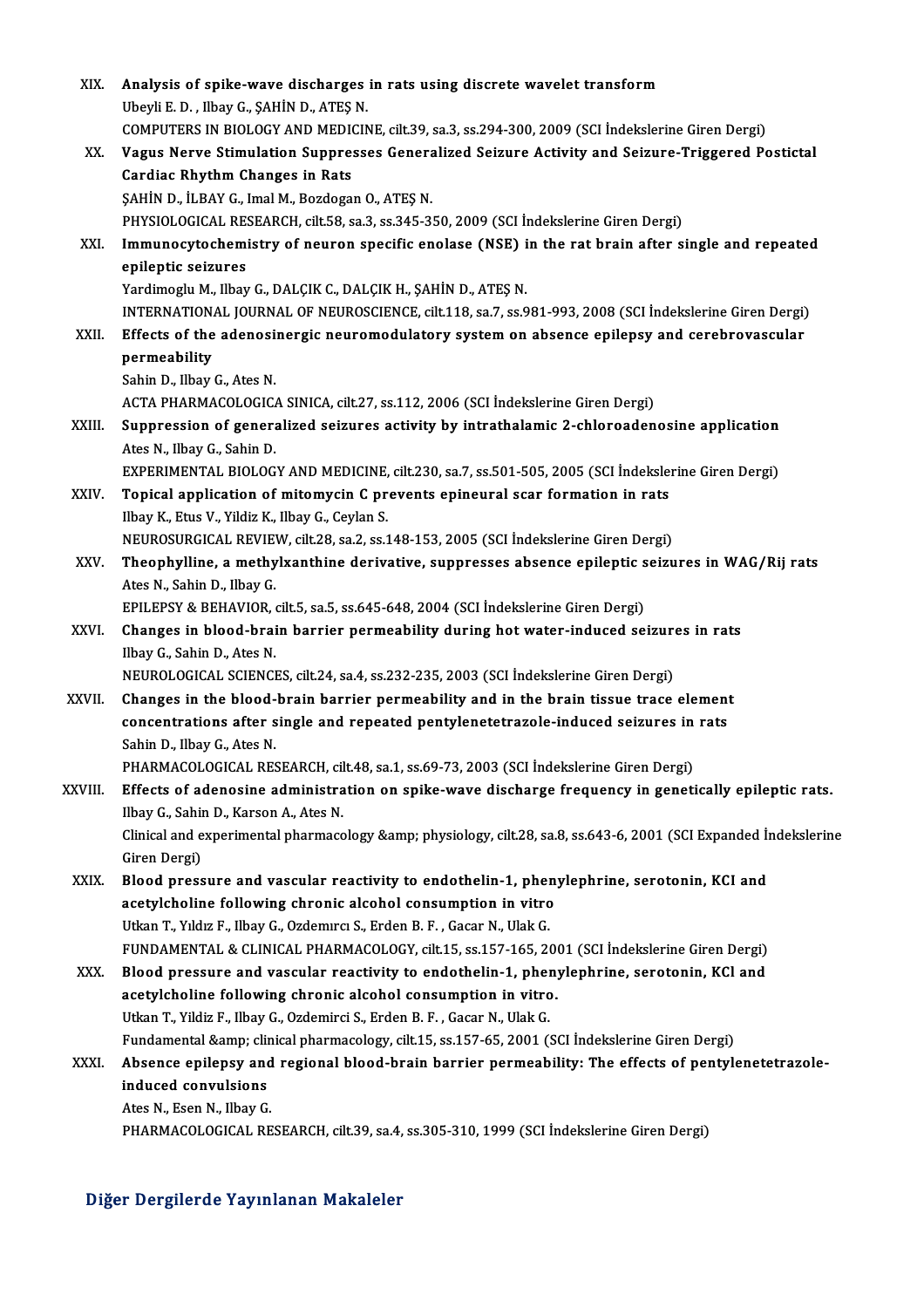XIX. **Analysis of spike-wave discharges in rats using discrete wavelet transform**
Ubeyli E. D. , Ilbay G., ŞAHİN D., ATEŞ N.
COMPUTERS IN BIOLOGY AND MEDICINE, cilt.39, sa.3, ss.294-300, 2009 (SCI İndekslerine Giren Dergi)

XX. **Vagus Nerve Stimulation Suppresses Generalized Seizure Activity and Seizure-Triggered Postictal Cardiac Rhythm Changes in Rats**
ŞAHİN D., İLBAY G., Imal M., Bozdogan O., ATEŞ N.
PHYSIOLOGICAL RESEARCH, cilt.58, sa.3, ss.345-350, 2009 (SCI İndekslerine Giren Dergi)

XXI. **Immunocytochemistry of neuron specific enolase (NSE) in the rat brain after single and repeated epileptic seizures**
Yardimoglu M., Ilbay G., DALÇIK C., DALÇIK H., ŞAHİN D., ATEŞ N.
INTERNATIONAL JOURNAL OF NEUROSCIENCE, cilt.118, sa.7, ss.981-993, 2008 (SCI İndekslerine Giren Dergi)

XXII. **Effects of the adenosinergic neuromodulatory system on absence epilepsy and cerebrovascular permeability**
Sahin D., Ilbay G., Ates N.
ACTA PHARMACOLOGICA SINICA, cilt.27, ss.112, 2006 (SCI İndekslerine Giren Dergi)

XXIII. **Suppression of generalized seizures activity by intrathalamic 2-chloroadenosine application**
Ates N., Ilbay G., Sahin D.
EXPERIMENTAL BIOLOGY AND MEDICINE, cilt.230, sa.7, ss.501-505, 2005 (SCI İndekslerine Giren Dergi)

XXIV. **Topical application of mitomycin C prevents epineural scar formation in rats**
Ilbay K., Etus V., Yildiz K., Ilbay G., Ceylan S.
NEUROSURGICAL REVIEW, cilt.28, sa.2, ss.148-153, 2005 (SCI İndekslerine Giren Dergi)

XXV. **Theophylline, a methylxanthine derivative, suppresses absence epileptic seizures in WAG/Rij rats**
Ates N., Sahin D., Ilbay G.
EPILEPSY & BEHAVIOR, cilt.5, sa.5, ss.645-648, 2004 (SCI İndekslerine Giren Dergi)

XXVI. **Changes in blood-brain barrier permeability during hot water-induced seizures in rats**
Ilbay G., Sahin D., Ates N.
NEUROLOGICAL SCIENCES, cilt.24, sa.4, ss.232-235, 2003 (SCI İndekslerine Giren Dergi)

XXVII. **Changes in the blood-brain barrier permeability and in the brain tissue trace element concentrations after single and repeated pentylenetetrazole-induced seizures in rats**
Sahin D., Ilbay G., Ates N.
PHARMACOLOGICAL RESEARCH, cilt.48, sa.1, ss.69-73, 2003 (SCI İndekslerine Giren Dergi)

XXVIII. **Effects of adenosine administration on spike-wave discharge frequency in genetically epileptic rats.**
Ilbay G., Sahin D., Karson A., Ates N.
Clinical and experimental pharmacology &amp; physiology, cilt.28, sa.8, ss.643-6, 2001 (SCI Expanded İndekslerine Giren Dergi)

XXIX. **Blood pressure and vascular reactivity to endothelin-1, phenylephrine, serotonin, KCI and acetylcholine following chronic alcohol consumption in vitro**
Utkan T., Yıldız F., Ilbay G., Ozdemırcı S., Erden B. F. , Gacar N., Ulak G.
FUNDAMENTAL & CLINICAL PHARMACOLOGY, cilt.15, ss.157-165, 2001 (SCI İndekslerine Giren Dergi)

XXX. **Blood pressure and vascular reactivity to endothelin-1, phenylephrine, serotonin, KCl and acetylcholine following chronic alcohol consumption in vitro.**
Utkan T., Yildiz F., Ilbay G., Ozdemirci S., Erden B. F. , Gacar N., Ulak G.
Fundamental &amp; clinical pharmacology, cilt.15, ss.157-65, 2001 (SCI İndekslerine Giren Dergi)

XXXI. **Absence epilepsy and regional blood-brain barrier permeability: The effects of pentylenetetrazole-induced convulsions**
Ates N., Esen N., Ilbay G.
PHARMACOLOGICAL RESEARCH, cilt.39, sa.4, ss.305-310, 1999 (SCI İndekslerine Giren Dergi)

## Diğer Dergilerde Yayınlanan Makaleler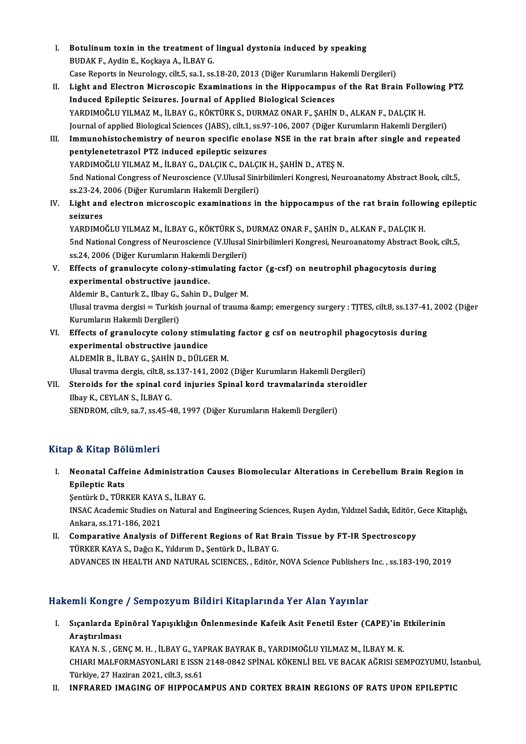I. **Botulinum toxin in the treatment of lingual dystonia induced by speaking**
   BUDAK F., Aydin E., Koçkaya A., İLBAY G.
   Case Reports in Neurology, cilt.5, sa.1, ss.18-20, 2013 (Diğer Kurumların Hakemli Dergileri)

II. **Light and Electron Microscopic Examinations in the Hippocampus of the Rat Brain Following PTZ Induced Epileptic Seizures. Journal of Applied Biological Sciences**
   YARDIMOĞLU YILMAZ M., İLBAY G., KÖKTÜRK S., DURMAZ ONAR F., ŞAHİN D., ALKAN F., DALÇIK H.
   Journal of applied Biological Sciences (JABS), cilt.1, ss.97-106, 2007 (Diğer Kurumların Hakemli Dergileri)

III. **Immunohistochemistry of neuron specific enolase NSE in the rat brain after single and repeated pentylenetetrazol PTZ induced epileptic seizures**
   YARDIMOĞLU YILMAZ M., İLBAY G., DALÇIK C., DALÇIK H., ŞAHİN D., ATEŞ N.
   5nd National Congress of Neuroscience (V.Ulusal Sinirbilimleri Kongresi, Neuroanatomy Abstract Book, cilt.5, ss.23-24, 2006 (Diğer Kurumların Hakemli Dergileri)

IV. **Light and electron microscopic examinations in the hippocampus of the rat brain following epileptic seizures**
   YARDIMOĞLU YILMAZ M., İLBAY G., KÖKTÜRK S., DURMAZ ONAR F., ŞAHİN D., ALKAN F., DALÇIK H.
   5nd National Congress of Neuroscience (V.Ulusal Sinirbilimleri Kongresi, Neuroanatomy Abstract Book, cilt.5, ss.24, 2006 (Diğer Kurumların Hakemli Dergileri)

V. **Effects of granulocyte colony-stimulating factor (g-csf) on neutrophil phagocytosis during experimental obstructive jaundice.**
   Aldemir B., Canturk Z., Ilbay G., Sahin D., Dulger M.
   Ulusal travma dergisi = Turkish journal of trauma &amp; emergency surgery : TJTES, cilt.8, ss.137-41, 2002 (Diğer Kurumların Hakemli Dergileri)

VI. **Effects of granulocyte colony stimulating factor g csf on neutrophil phagocytosis during experimental obstructive jaundice**
   ALDEMİR B., İLBAY G., ŞAHİN D., DÜLGER M.
   Ulusal travma dergis, cilt.8, ss.137-141, 2002 (Diğer Kurumların Hakemli Dergileri)

VII. **Steroids for the spinal cord injuries Spinal kord travmalarinda steroidler**
   Ilbay K., CEYLAN S., İLBAY G.
   SENDROM, cilt.9, sa.7, ss.45-48, 1997 (Diğer Kurumların Hakemli Dergileri)

## Kitap & Kitap Bölümleri

I. **Neonatal Caffeine Administration Causes Biomolecular Alterations in Cerebellum Brain Region in Epileptic Rats**
   Şentürk D., TÜRKER KAYA S., İLBAY G.
   INSAC Academic Studies on Natural and Engineering Sciences, Ruşen Aydın, Yıldızel Sadık, Editör, Gece Kitaplığı, Ankara, ss.171-186, 2021

II. **Comparative Analysis of Different Regions of Rat Brain Tissue by FT-IR Spectroscopy**
   TÜRKER KAYA S., Dağcı K., Yıldırım D., Şentürk D., İLBAY G.
   ADVANCES IN HEALTH AND NATURAL SCIENCES, , Editör, NOVA Science Publishers Inc. , ss.183-190, 2019

## Hakemli Kongre / Sempozyum Bildiri Kitaplarında Yer Alan Yayınlar

I. **Sıçanlarda Epinöral Yapışıklığın Önlenmesinde Kafeik Asit Fenetil Ester (CAPE)'in Etkilerinin Araştırılması**
   KAYA N. S. , GENÇ M. H. , İLBAY G., YAPRAK BAYRAK B., YARDIMOĞLU YILMAZ M., İLBAY M. K.
   CHIARI MALFORMASYONLARI E ISSN 2148-0842 SPİNAL KÖKENLİ BEL VE BACAK AĞRISI SEMPOZYUMU, İstanbul, Türkiye, 27 Haziran 2021, cilt.3, ss.61

II. **INFRARED IMAGING OF HIPPOCAMPUS AND CORTEX BRAIN REGIONS OF RATS UPON EPILEPTIC**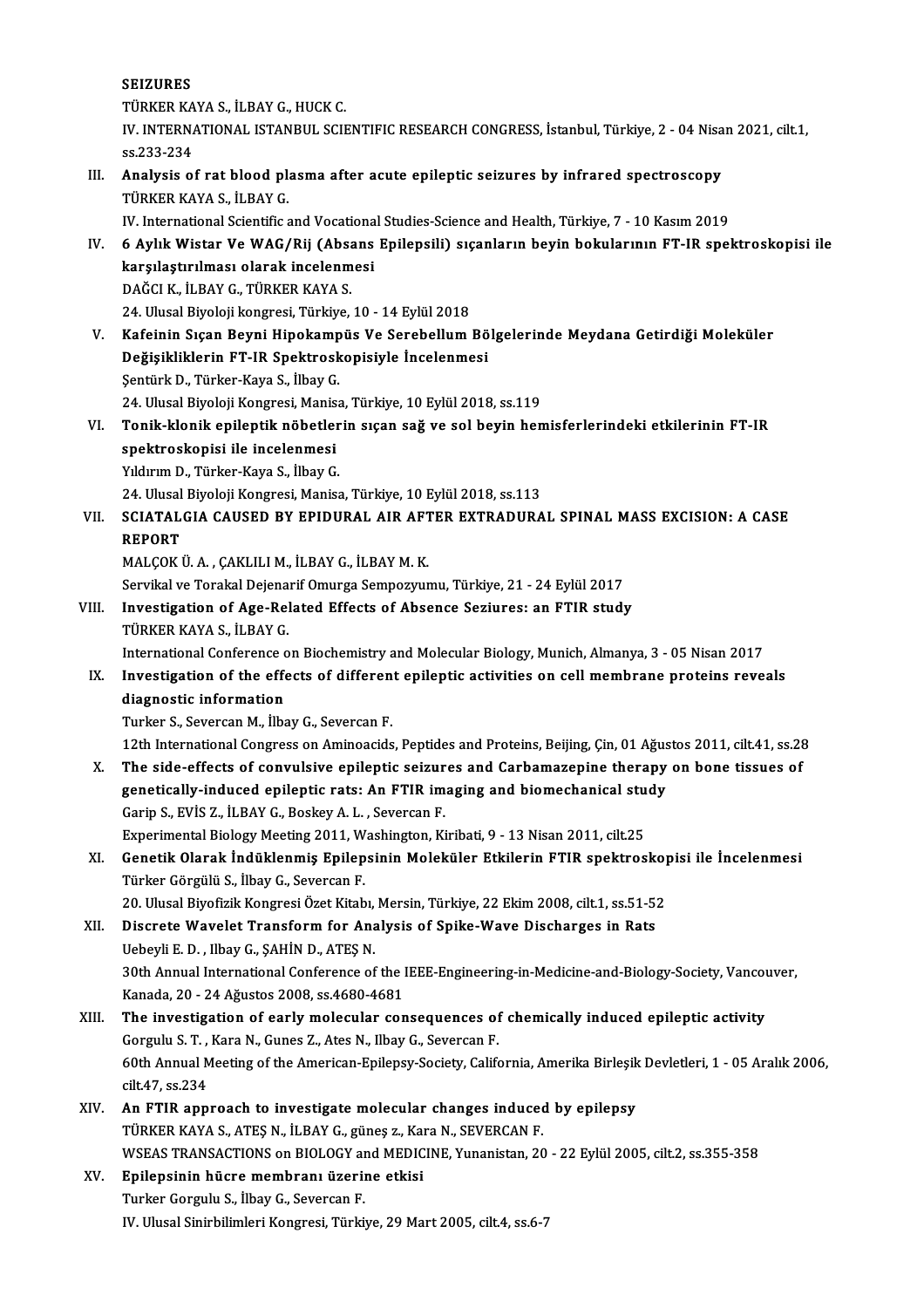SEIZURES
TÜRKER KAYA S., İLBAY G., HUCK C.
IV. INTERNATIONAL ISTANBUL SCIENTIFIC RESEARCH CONGRESS, İstanbul, Türkiye, 2 - 04 Nisan 2021, cilt.1, ss.233-234

III. **Analysis of rat blood plasma after acute epileptic seizures by infrared spectroscopy**
TÜRKER KAYA S., İLBAY G.
IV. International Scientific and Vocational Studies-Science and Health, Türkiye, 7 - 10 Kasım 2019

IV. **6 Aylık Wistar Ve WAG/Rij (Absans Epilepsili) sıçanların beyin bokularının FT-IR spektroskopisi ile karşılaştırılması olarak incelenmesi**
DAĞCI K., İLBAY G., TÜRKER KAYA S.
24. Ulusal Biyoloji kongresi, Türkiye, 10 - 14 Eylül 2018

V. **Kafeinin Sıçan Beyni Hipokampüs Ve Serebellum Bölgelerinde Meydana Getirdiği Moleküler Değişikliklerin FT-IR Spektroskopisiyle İncelenmesi**
Şentürk D., Türker-Kaya S., İlbay G.
24. Ulusal Biyoloji Kongresi, Manisa, Türkiye, 10 Eylül 2018, ss.119

VI. **Tonik-klonik epileptik nöbetlerin sıçan sağ ve sol beyin hemisferlerindeki etkilerinin FT-IR spektroskopisi ile incelenmesi**
Yıldırım D., Türker-Kaya S., İlbay G.
24. Ulusal Biyoloji Kongresi, Manisa, Türkiye, 10 Eylül 2018, ss.113

VII. **SCIATALGIA CAUSED BY EPIDURAL AIR AFTER EXTRADURAL SPINAL MASS EXCISION: A CASE REPORT**
MALÇOK Ü. A. , ÇAKLILI M., İLBAY G., İLBAY M. K.
Servikal ve Torakal Dejenarif Omurga Sempozyumu, Türkiye, 21 - 24 Eylül 2017

VIII. **Investigation of Age-Related Effects of Absence Seziures: an FTIR study**
TÜRKER KAYA S., İLBAY G.
International Conference on Biochemistry and Molecular Biology, Munich, Almanya, 3 - 05 Nisan 2017

IX. **Investigation of the effects of different epileptic activities on cell membrane proteins reveals diagnostic information**
Turker S., Severcan M., İlbay G., Severcan F.
12th International Congress on Aminoacids, Peptides and Proteins, Beijing, Çin, 01 Ağustos 2011, cilt.41, ss.28

X. **The side-effects of convulsive epileptic seizures and Carbamazepine therapy on bone tissues of genetically-induced epileptic rats: An FTIR imaging and biomechanical study**
Garip S., EVİS Z., İLBAY G., Boskey A. L. , Severcan F.
Experimental Biology Meeting 2011, Washington, Kiribati, 9 - 13 Nisan 2011, cilt.25

XI. **Genetik Olarak İndüklenmiş Epilepsinin Moleküler Etkilerin FTIR spektroskopisi ile İncelenmesi**
Türker Görgülü S., İlbay G., Severcan F.
20. Ulusal Biyofizik Kongresi Özet Kitabı, Mersin, Türkiye, 22 Ekim 2008, cilt.1, ss.51-52

XII. **Discrete Wavelet Transform for Analysis of Spike-Wave Discharges in Rats**
Uebeyli E. D. , Ilbay G., ŞAHİN D., ATEŞ N.
30th Annual International Conference of the IEEE-Engineering-in-Medicine-and-Biology-Society, Vancouver, Kanada, 20 - 24 Ağustos 2008, ss.4680-4681

XIII. **The investigation of early molecular consequences of chemically induced epileptic activity**
Gorgulu S. T. , Kara N., Gunes Z., Ates N., Ilbay G., Severcan F.
60th Annual Meeting of the American-Epilepsy-Society, California, Amerika Birleşik Devletleri, 1 - 05 Aralık 2006, cilt.47, ss.234

XIV. **An FTIR approach to investigate molecular changes induced by epilepsy**
TÜRKER KAYA S., ATEŞ N., İLBAY G., güneş z., Kara N., SEVERCAN F.
WSEAS TRANSACTIONS on BIOLOGY and MEDICINE, Yunanistan, 20 - 22 Eylül 2005, cilt.2, ss.355-358

XV. **Epilepsinin hücre membranı üzerine etkisi**
Turker Gorgulu S., İlbay G., Severcan F.
IV. Ulusal Sinirbilimleri Kongresi, Türkiye, 29 Mart 2005, cilt.4, ss.6-7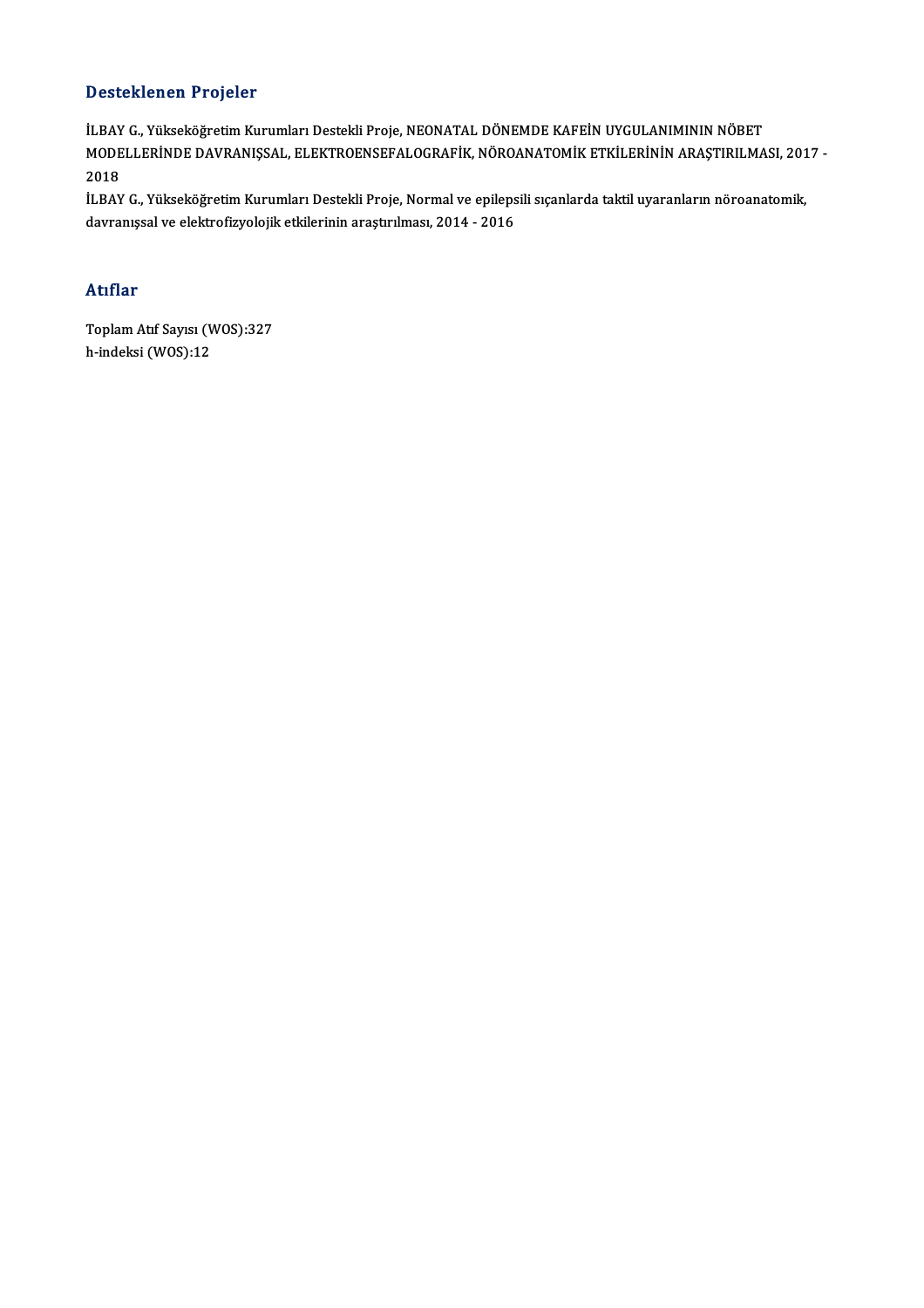## Desteklenen Projeler

İLBAY G., Yükseköğretim Kurumları Destekli Proje, NEONATAL DÖNEMDE KAFEİN UYGULANIMININ NÖBET MODELLERİNDE DAVRANIŞSAL, ELEKTROENSEFALOGRAFİK, NÖROANATOMİK ETKİLERİNİN ARAŞTIRILMASI, 2017 - 2018

İLBAY G., Yükseköğretim Kurumları Destekli Proje, Normal ve epilepsili sıçanlarda taktil uyaranların nöroanatomik, davranışsal ve elektrofizyolojik etkilerinin araştırılması, 2014 - 2016

## Atıflar

Toplam Atıf Sayısı (WOS):327
h-indeksi (WOS):12